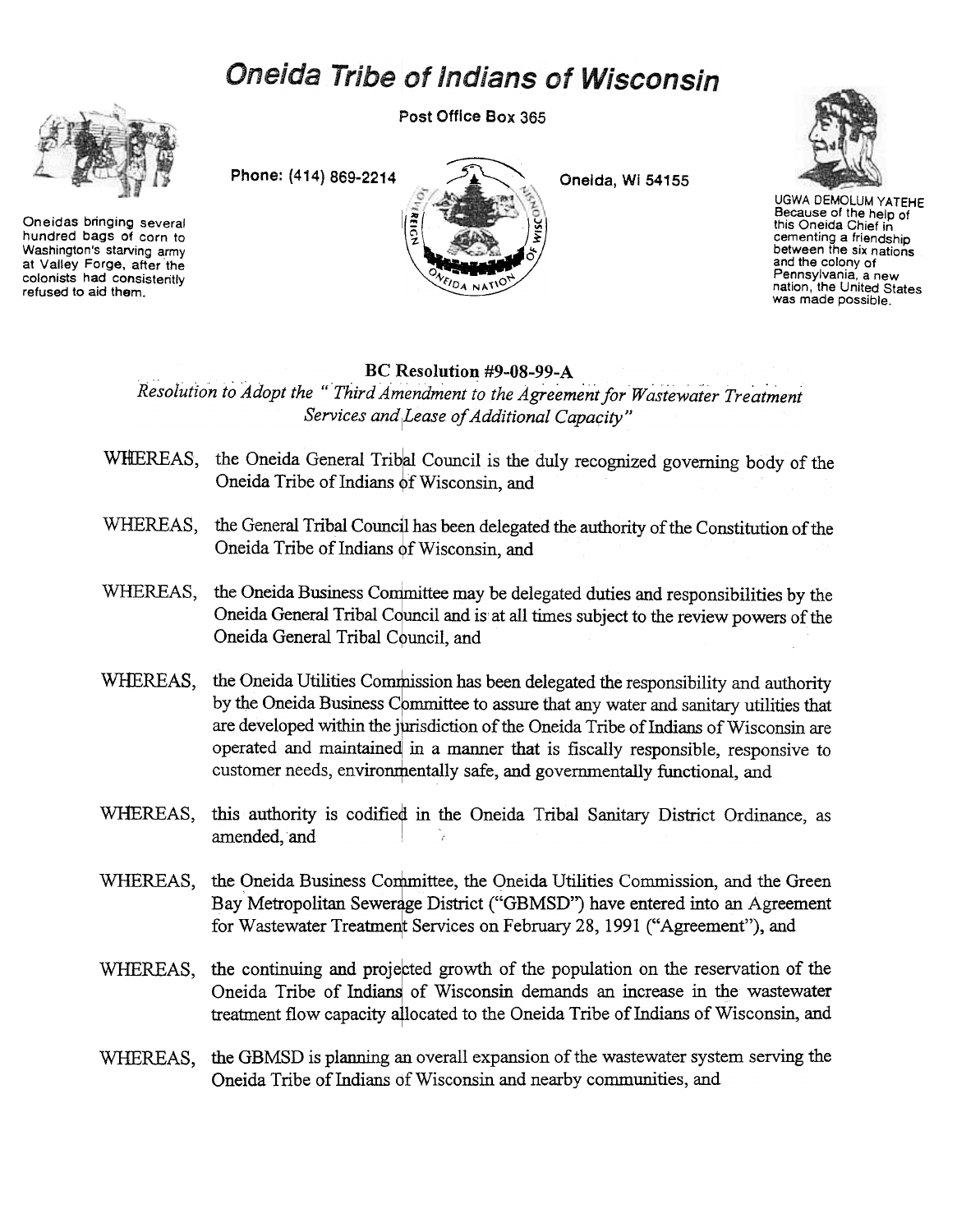// Oneida Tribe of Indians of Wisconsin

# Oneida Tribe of Indians of Wisconsin

Post Office Box 365

Phone: (414) 869-2214

Oneida, Wi 54155

Oneidas bringing several hundred bags of corn to Washington's starving army at Valley Forge, after the colonists had consistently refused to aid them.

UGWA DEMOLUM YATEHE Because of the help of this Oneida Chief in cementing a friendship between the six nations and the colony of Pennsylvania, a new nation, the United States was made possible.

## BC Resolution #9-08-99-A

*Resolution to Adopt the "Third Amendment to the Agreement for Wastewater Treatment Services and Lease of Additional Capacity"*

WHEREAS, the Oneida General Tribal Council is the duly recognized governing body of the Oneida Tribe of Indians of Wisconsin, and

WHEREAS, the General Tribal Council has been delegated the authority of the Constitution of the Oneida Tribe of Indians of Wisconsin, and

WHEREAS, the Oneida Business Committee may be delegated duties and responsibilities by the Oneida General Tribal Council and is at all times subject to the review powers of the Oneida General Tribal Council, and

WHEREAS, the Oneida Utilities Commission has been delegated the responsibility and authority by the Oneida Business Committee to assure that any water and sanitary utilities that are developed within the jurisdiction of the Oneida Tribe of Indians of Wisconsin are operated and maintained in a manner that is fiscally responsible, responsive to customer needs, environmentally safe, and governmentally functional, and

WHEREAS, this authority is codified in the Oneida Tribal Sanitary District Ordinance, as amended, and

WHEREAS, the Oneida Business Committee, the Oneida Utilities Commission, and the Green Bay Metropolitan Sewerage District ("GBMSD") have entered into an Agreement for Wastewater Treatment Services on February 28, 1991 ("Agreement"), and

WHEREAS, the continuing and projected growth of the population on the reservation of the Oneida Tribe of Indians of Wisconsin demands an increase in the wastewater treatment flow capacity allocated to the Oneida Tribe of Indians of Wisconsin, and

WHEREAS, the GBMSD is planning an overall expansion of the wastewater system serving the Oneida Tribe of Indians of Wisconsin and nearby communities, and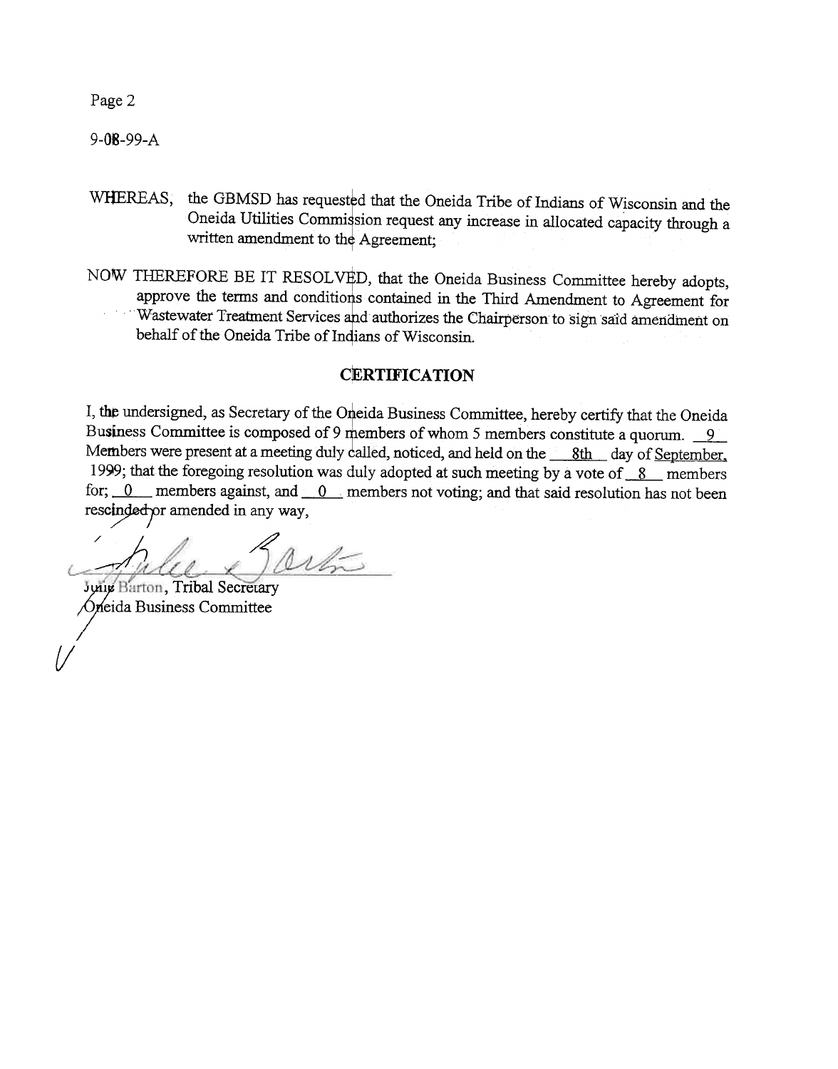9-08-99-A

WHEREAS, the GBMSD has requested that the Oneida Tribe of Indians of Wisconsin and the Oneida Utilities Commission request any increase in allocated capacity through a written amendment to the Agreement;

NOW THEREFORE BE IT RESOLVED, that the Oneida Business Committee hereby adopts, approve the terms and conditions contained in the Third Amendment to Agreement for Wastewater Treatment Services and authorizes the Chairperson to sign said amendment on behalf of the Oneida Tribe of Indians of Wisconsin.

## CERTIFICATION

I, the undersigned, as Secretary of the Oneida Business Committee, hereby certify that the Oneida Business Committee is composed of 9 members of whom 5 members constitute a quorum. 9 Members were present at a meeting duly called, noticed, and held on the 8th day of September, 1999; that the foregoing resolution was duly adopted at such meeting by a vote of 8 members for; 0 members against, and 0 members not voting; and that said resolution has not been rescinded or amended in any way,

Julie Barton, Tribal Secretary
Oneida Business Committee